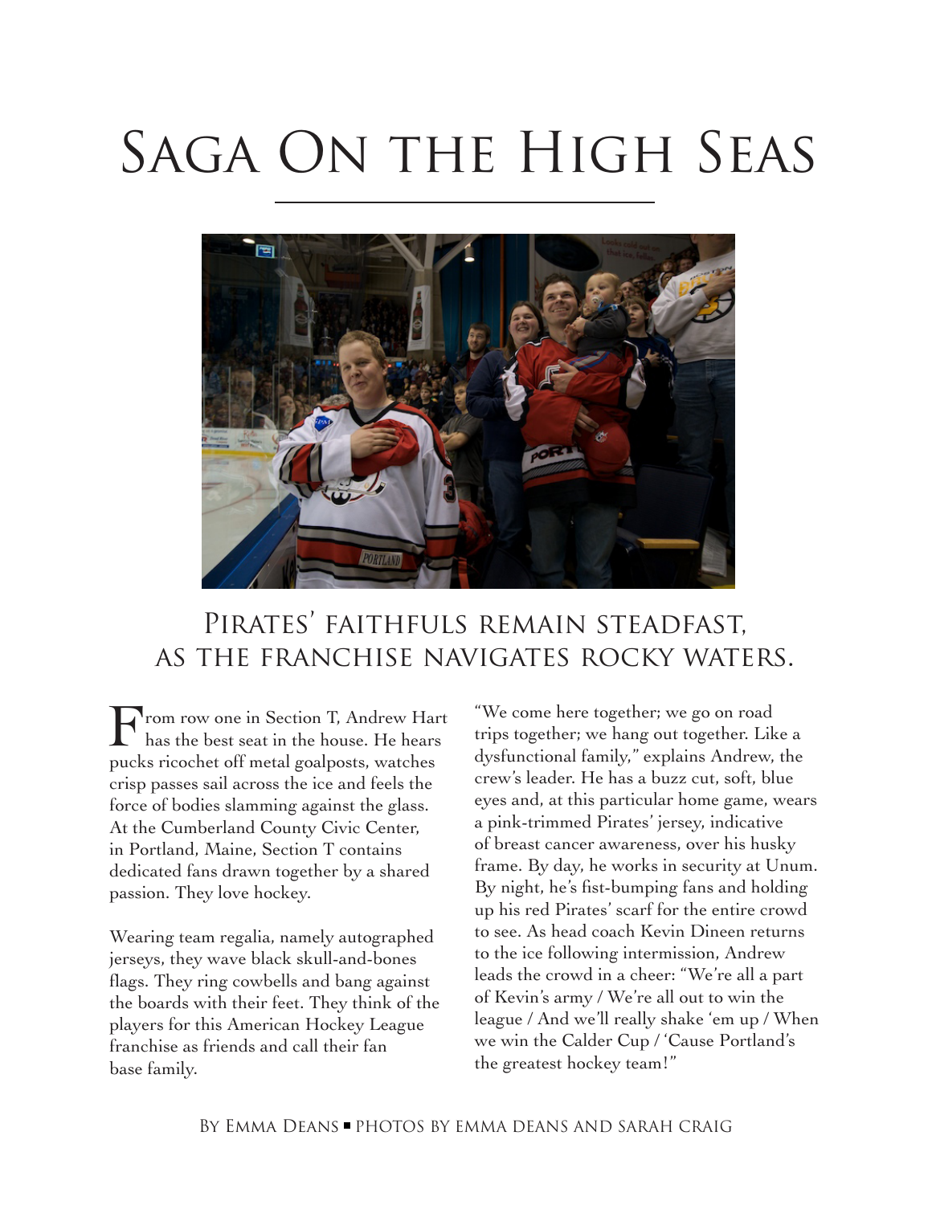# Saga On the High Seas

## Pirates' faithfuls remain steadfast, as the franchise navigates rocky waters.

From row one in Section T, Andrew Hart has the best seat in the house. He hears pucks ricochet off metal goalposts, watches crisp passes sail across the ice and feels the force of bodies slamming against the glass. At the Cumberland County Civic Center, in Portland, Maine, Section T contains dedicated fans drawn together by a shared passion. They love hockey.

Wearing team regalia, namely autographed jerseys, they wave black skull-and-bones flags. They ring cowbells and bang against the boards with their feet. They think of the players for this American Hockey League franchise as friends and call their fan base family.

"We come here together; we go on road trips together; we hang out together. Like a dysfunctional family," explains Andrew, the crew's leader. He has a buzz cut, soft, blue eyes and, at this particular home game, wears a pink-trimmed Pirates' jersey, indicative of breast cancer awareness, over his husky frame. By day, he works in security at Unum. By night, he's fist-bumping fans and holding up his red Pirates' scarf for the entire crowd to see. As head coach Kevin Dineen returns to the ice following intermission, Andrew leads the crowd in a cheer: "We're all a part of Kevin's army / We're all out to win the league / And we'll really shake 'em up / When we win the Calder Cup / 'Cause Portland's the greatest hockey team!"

By Emma Deans ▪ Photos by Emma Deans and Sarah Craig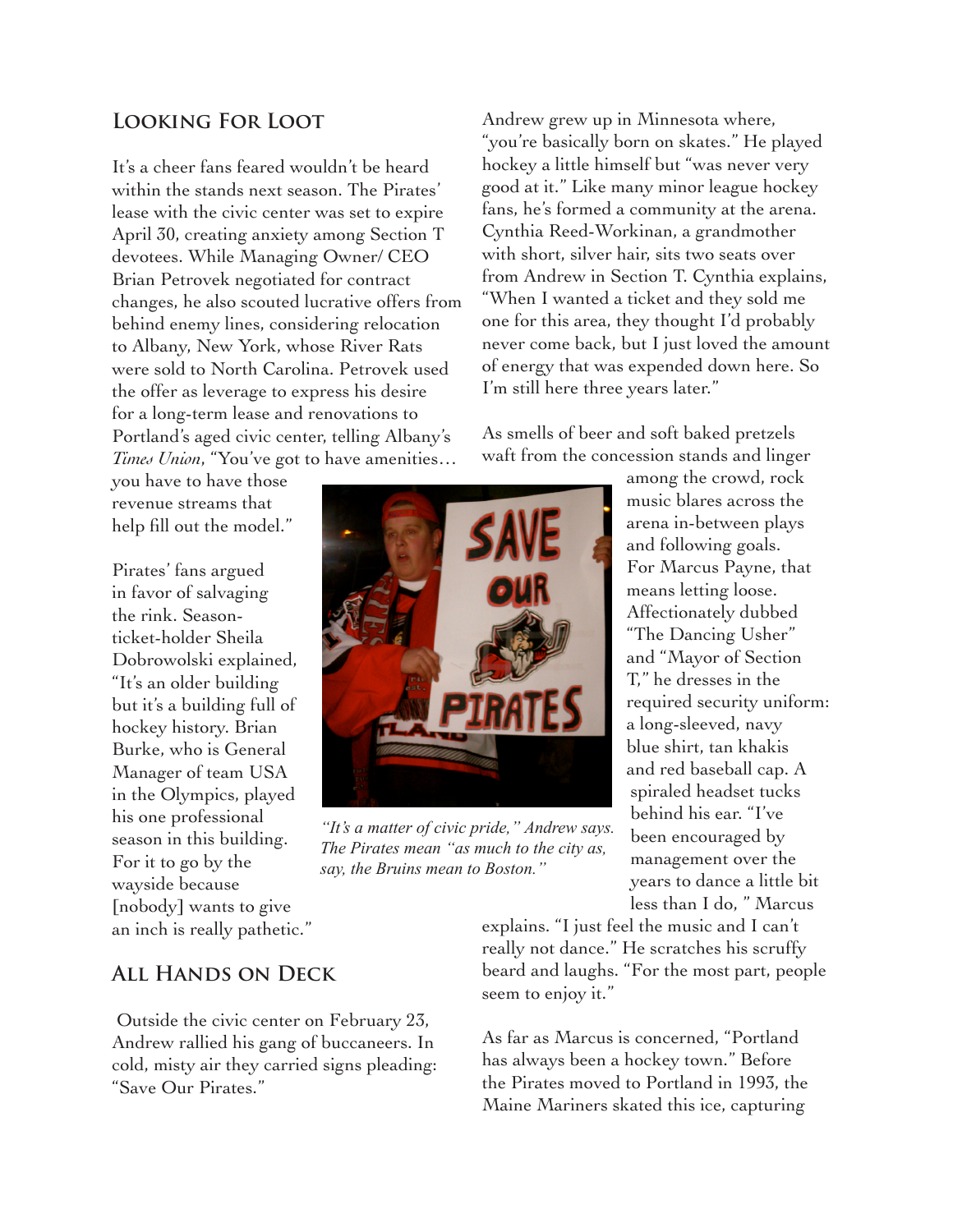## Looking For Loot

It's a cheer fans feared wouldn't be heard within the stands next season. The Pirates' lease with the civic center was set to expire April 30, creating anxiety among Section T devotees. While Managing Owner/ CEO Brian Petrovek negotiated for contract changes, he also scouted lucrative offers from behind enemy lines, considering relocation to Albany, New York, whose River Rats were sold to North Carolina. Petrovek used the offer as leverage to express his desire for a long-term lease and renovations to Portland's aged civic center, telling Albany's *Times Union*, "You've got to have amenities… you have to have those revenue streams that help fill out the model."

Pirates' fans argued in favor of salvaging the rink. Season-ticket-holder Sheila Dobrowolski explained, "It's an older building but it's a building full of hockey history. Brian Burke, who is General Manager of team USA in the Olympics, played his one professional season in this building. For it to go by the wayside because [nobody] wants to give an inch is really pathetic."

*"It's a matter of civic pride," Andrew says. The Pirates mean "as much to the city as, say, the Bruins mean to Boston."*

## All Hands on Deck

Outside the civic center on February 23, Andrew rallied his gang of buccaneers. In cold, misty air they carried signs pleading: "Save Our Pirates."

Andrew grew up in Minnesota where, "you're basically born on skates." He played hockey a little himself but "was never very good at it." Like many minor league hockey fans, he's formed a community at the arena. Cynthia Reed-Workinan, a grandmother with short, silver hair, sits two seats over from Andrew in Section T. Cynthia explains, "When I wanted a ticket and they sold me one for this area, they thought I'd probably never come back, but I just loved the amount of energy that was expended down here. So I'm still here three years later."

As smells of beer and soft baked pretzels waft from the concession stands and linger among the crowd, rock music blares across the arena in-between plays and following goals. For Marcus Payne, that means letting loose. Affectionately dubbed "The Dancing Usher" and "Mayor of Section T," he dresses in the required security uniform: a long-sleeved, navy blue shirt, tan khakis and red baseball cap. A spiraled headset tucks behind his ear. "I've been encouraged by management over the years to dance a little bit less than I do, " Marcus explains. "I just feel the music and I can't really not dance." He scratches his scruffy beard and laughs. "For the most part, people seem to enjoy it."

As far as Marcus is concerned, "Portland has always been a hockey town." Before the Pirates moved to Portland in 1993, the Maine Mariners skated this ice, capturing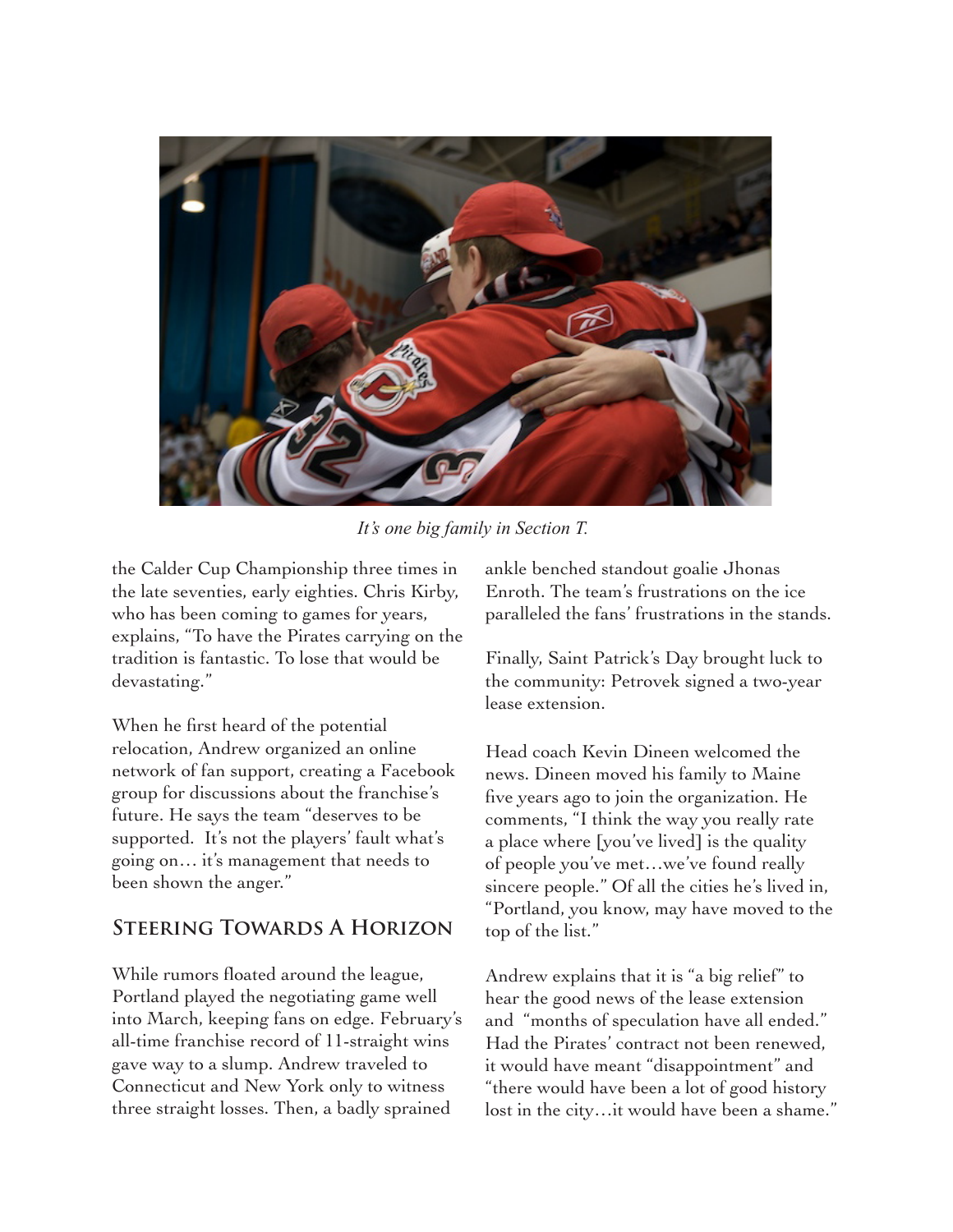*It's one big family in Section T.*

the Calder Cup Championship three times in the late seventies, early eighties. Chris Kirby, who has been coming to games for years, explains, "To have the Pirates carrying on the tradition is fantastic. To lose that would be devastating."

When he first heard of the potential relocation, Andrew organized an online network of fan support, creating a Facebook group for discussions about the franchise's future. He says the team "deserves to be supported. It's not the players' fault what's going on… it's management that needs to been shown the anger."

## Steering Towards A Horizon

While rumors floated around the league, Portland played the negotiating game well into March, keeping fans on edge. February's all-time franchise record of 11-straight wins gave way to a slump. Andrew traveled to Connecticut and New York only to witness three straight losses. Then, a badly sprained ankle benched standout goalie Jhonas Enroth. The team's frustrations on the ice paralleled the fans' frustrations in the stands.

Finally, Saint Patrick's Day brought luck to the community: Petrovek signed a two-year lease extension.

Head coach Kevin Dineen welcomed the news. Dineen moved his family to Maine five years ago to join the organization. He comments, "I think the way you really rate a place where [you've lived] is the quality of people you've met…we've found really sincere people." Of all the cities he's lived in, "Portland, you know, may have moved to the top of the list."

Andrew explains that it is "a big relief" to hear the good news of the lease extension and "months of speculation have all ended." Had the Pirates' contract not been renewed, it would have meant "disappointment" and "there would have been a lot of good history lost in the city…it would have been a shame."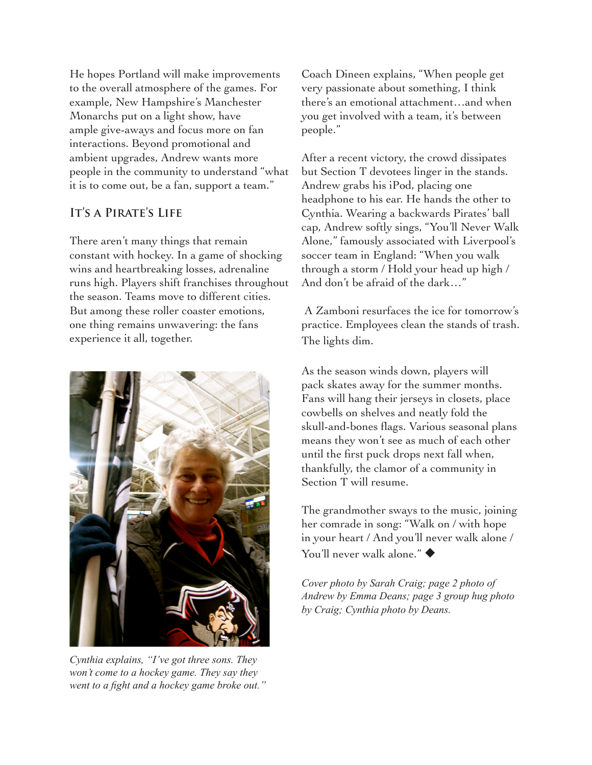He hopes Portland will make improvements to the overall atmosphere of the games. For example, New Hampshire's Manchester Monarchs put on a light show, have ample give-aways and focus more on fan interactions. Beyond promotional and ambient upgrades, Andrew wants more people in the community to understand "what it is to come out, be a fan, support a team."

## It's a Pirate's Life

There aren't many things that remain constant with hockey. In a game of shocking wins and heartbreaking losses, adrenaline runs high. Players shift franchises throughout the season. Teams move to different cities. But among these roller coaster emotions, one thing remains unwavering: the fans experience it all, together.

*Cynthia explains, "I've got three sons. They won't come to a hockey game. They say they went to a fight and a hockey game broke out."*

Coach Dineen explains, "When people get very passionate about something, I think there's an emotional attachment…and when you get involved with a team, it's between people."

After a recent victory, the crowd dissipates but Section T devotees linger in the stands. Andrew grabs his iPod, placing one headphone to his ear. He hands the other to Cynthia. Wearing a backwards Pirates' ball cap, Andrew softly sings, "You'll Never Walk Alone," famously associated with Liverpool's soccer team in England: "When you walk through a storm / Hold your head up high / And don't be afraid of the dark…"

A Zamboni resurfaces the ice for tomorrow's practice. Employees clean the stands of trash. The lights dim.

As the season winds down, players will pack skates away for the summer months. Fans will hang their jerseys in closets, place cowbells on shelves and neatly fold the skull-and-bones flags. Various seasonal plans means they won't see as much of each other until the first puck drops next fall when, thankfully, the clamor of a community in Section T will resume.

The grandmother sways to the music, joining her comrade in song: "Walk on / with hope in your heart / And you'll never walk alone / You'll never walk alone." ◆

*Cover photo by Sarah Craig; page 2 photo of Andrew by Emma Deans; page 3 group hug photo by Craig; Cynthia photo by Deans.*